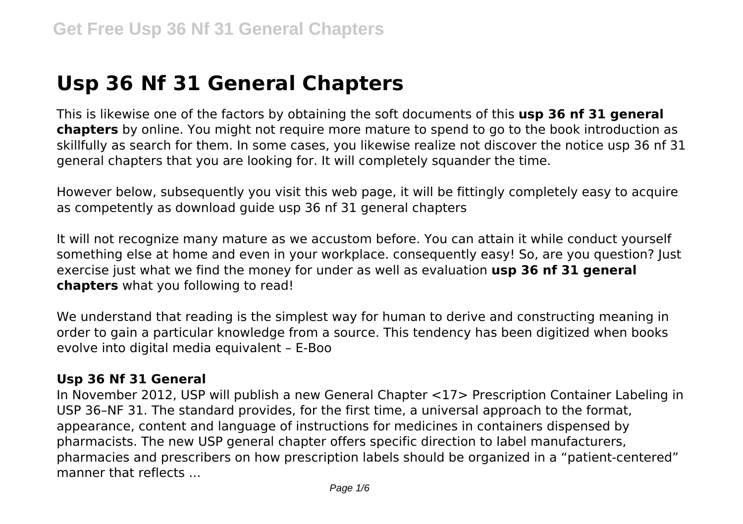# Usp 36 Nf 31 General Chapters

This is likewise one of the factors by obtaining the soft documents of this **usp 36 nf 31 general chapters** by online. You might not require more mature to spend to go to the book introduction as skillfully as search for them. In some cases, you likewise realize not discover the notice usp 36 nf 31 general chapters that you are looking for. It will completely squander the time.

However below, subsequently you visit this web page, it will be fittingly completely easy to acquire as competently as download guide usp 36 nf 31 general chapters

It will not recognize many mature as we accustom before. You can attain it while conduct yourself something else at home and even in your workplace. consequently easy! So, are you question? Just exercise just what we find the money for under as well as evaluation **usp 36 nf 31 general chapters** what you following to read!

We understand that reading is the simplest way for human to derive and constructing meaning in order to gain a particular knowledge from a source. This tendency has been digitized when books evolve into digital media equivalent – E-Boo

## Usp 36 Nf 31 General

In November 2012, USP will publish a new General Chapter <17> Prescription Container Labeling in USP 36–NF 31. The standard provides, for the first time, a universal approach to the format, appearance, content and language of instructions for medicines in containers dispensed by pharmacists. The new USP general chapter offers specific direction to label manufacturers, pharmacies and prescribers on how prescription labels should be organized in a "patient-centered" manner that reflects ...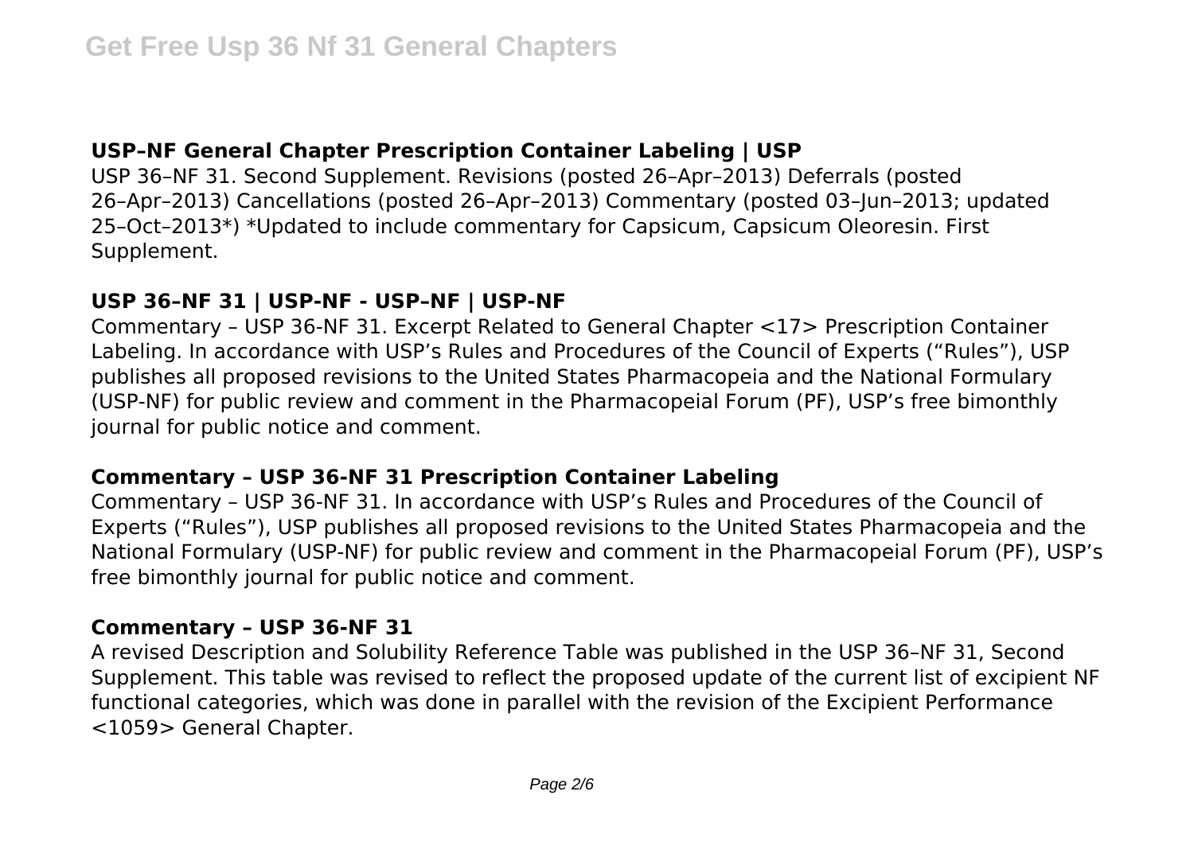## USP–NF General Chapter Prescription Container Labeling | USP

USP 36–NF 31. Second Supplement. Revisions (posted 26–Apr–2013) Deferrals (posted 26–Apr–2013) Cancellations (posted 26–Apr–2013) Commentary (posted 03–Jun–2013; updated 25–Oct–2013*) *Updated to include commentary for Capsicum, Capsicum Oleoresin. First Supplement.

## USP 36–NF 31 | USP-NF - USP–NF | USP-NF

Commentary – USP 36-NF 31. Excerpt Related to General Chapter <17> Prescription Container Labeling. In accordance with USP's Rules and Procedures of the Council of Experts ("Rules"), USP publishes all proposed revisions to the United States Pharmacopeia and the National Formulary (USP-NF) for public review and comment in the Pharmacopeial Forum (PF), USP's free bimonthly journal for public notice and comment.

## Commentary – USP 36-NF 31 Prescription Container Labeling

Commentary – USP 36-NF 31. In accordance with USP's Rules and Procedures of the Council of Experts ("Rules"), USP publishes all proposed revisions to the United States Pharmacopeia and the National Formulary (USP-NF) for public review and comment in the Pharmacopeial Forum (PF), USP's free bimonthly journal for public notice and comment.

## Commentary – USP 36-NF 31

A revised Description and Solubility Reference Table was published in the USP 36–NF 31, Second Supplement. This table was revised to reflect the proposed update of the current list of excipient NF functional categories, which was done in parallel with the revision of the Excipient Performance <1059> General Chapter.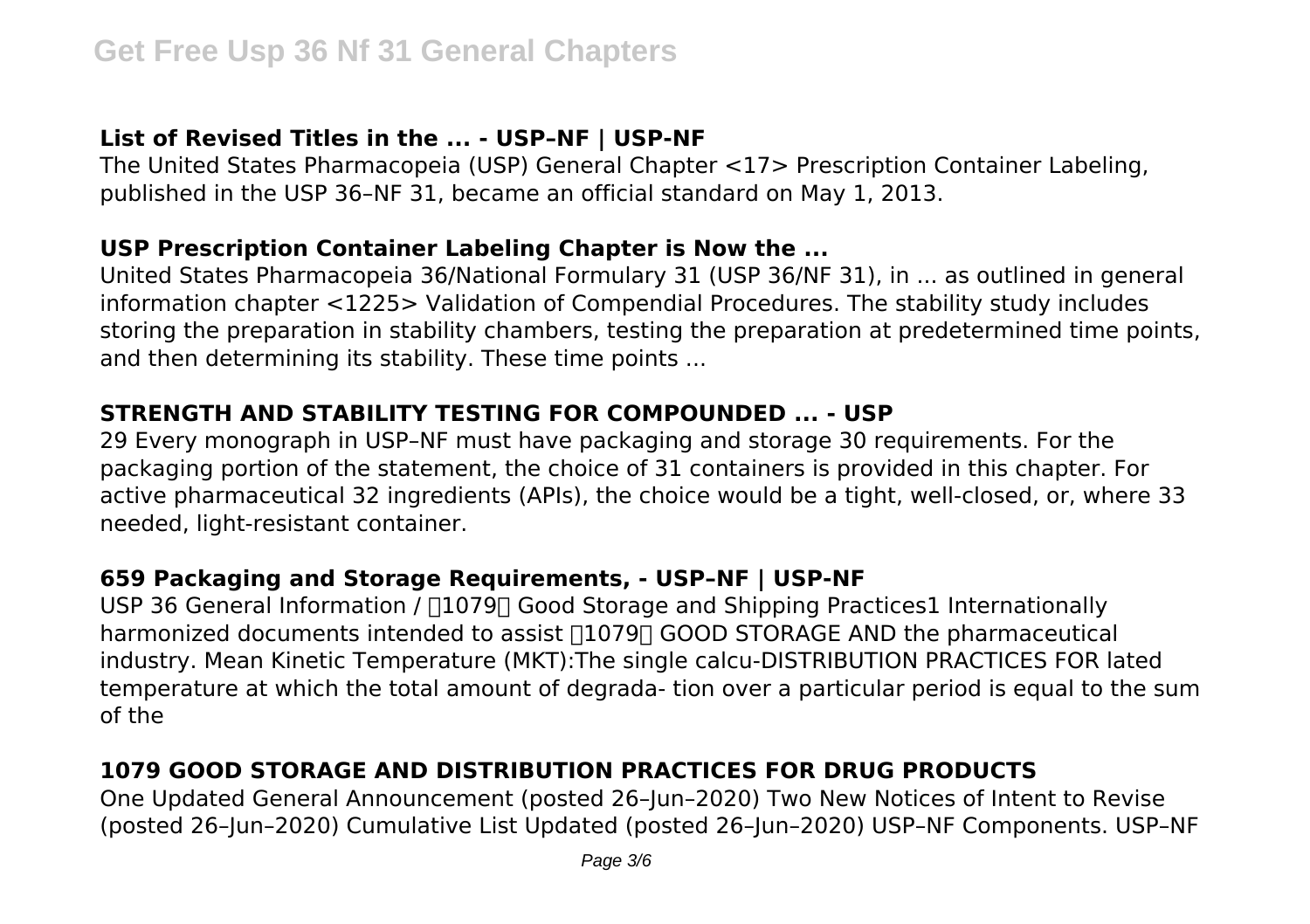### List of Revised Titles in the ... - USP–NF | USP-NF

The United States Pharmacopeia (USP) General Chapter <17> Prescription Container Labeling, published in the USP 36–NF 31, became an official standard on May 1, 2013.

### USP Prescription Container Labeling Chapter is Now the ...

United States Pharmacopeia 36/National Formulary 31 (USP 36/NF 31), in ... as outlined in general information chapter <1225> Validation of Compendial Procedures. The stability study includes storing the preparation in stability chambers, testing the preparation at predetermined time points, and then determining its stability. These time points ...

### STRENGTH AND STABILITY TESTING FOR COMPOUNDED ... - USP

29 Every monograph in USP–NF must have packaging and storage 30 requirements. For the packaging portion of the statement, the choice of 31 containers is provided in this chapter. For active pharmaceutical 32 ingredients (APIs), the choice would be a tight, well-closed, or, where 33 needed, light-resistant container.

### 659 Packaging and Storage Requirements, - USP–NF | USP-NF

USP 36 General Information / 〈1079〉 Good Storage and Shipping Practices1 Internationally harmonized documents intended to assist 〈1079〉 GOOD STORAGE AND the pharmaceutical industry. Mean Kinetic Temperature (MKT):The single calcu-DISTRIBUTION PRACTICES FOR lated temperature at which the total amount of degrada- tion over a particular period is equal to the sum of the

### 1079 GOOD STORAGE AND DISTRIBUTION PRACTICES FOR DRUG PRODUCTS

One Updated General Announcement (posted 26–Jun–2020) Two New Notices of Intent to Revise (posted 26–Jun–2020) Cumulative List Updated (posted 26–Jun–2020) USP–NF Components. USP–NF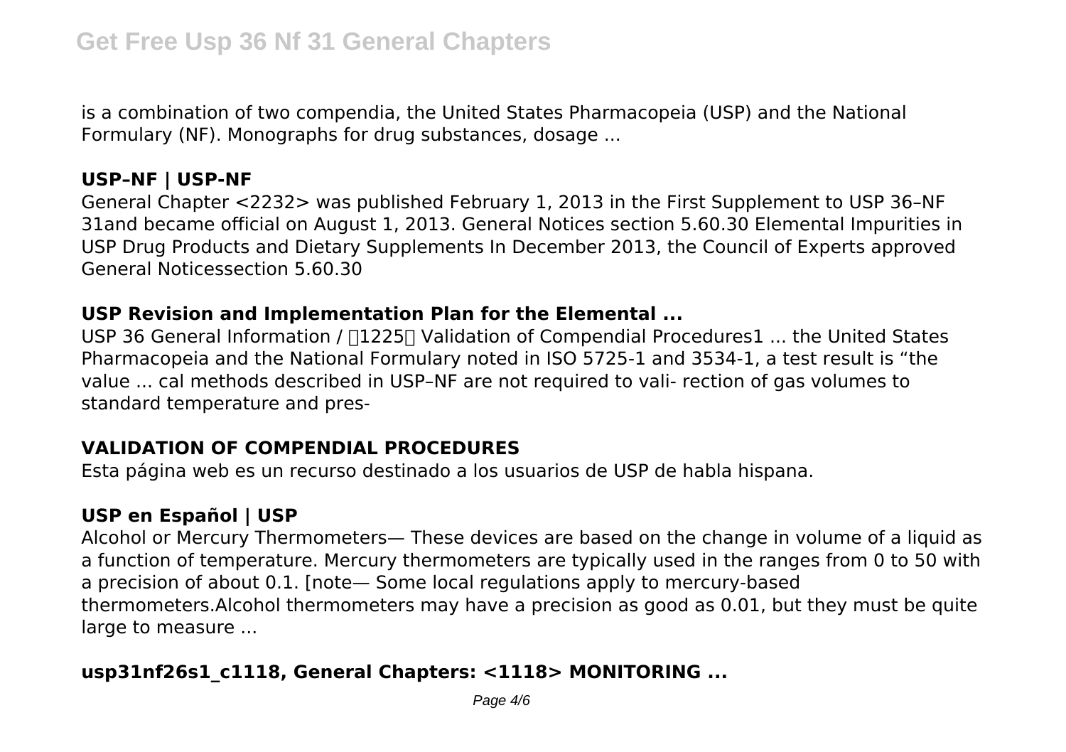is a combination of two compendia, the United States Pharmacopeia (USP) and the National Formulary (NF). Monographs for drug substances, dosage ...

### USP–NF | USP-NF

General Chapter <2232> was published February 1, 2013 in the First Supplement to USP 36–NF 31and became official on August 1, 2013. General Notices section 5.60.30 Elemental Impurities in USP Drug Products and Dietary Supplements In December 2013, the Council of Experts approved General Noticessection 5.60.30

### USP Revision and Implementation Plan for the Elemental ...

USP 36 General Information / 〈1225〉 Validation of Compendial Procedures1 ... the United States Pharmacopeia and the National Formulary noted in ISO 5725-1 and 3534-1, a test result is "the value ... cal methods described in USP–NF are not required to vali- rection of gas volumes to standard temperature and pres-

### VALIDATION OF COMPENDIAL PROCEDURES

Esta página web es un recurso destinado a los usuarios de USP de habla hispana.

### USP en Español | USP

Alcohol or Mercury Thermometers— These devices are based on the change in volume of a liquid as a function of temperature. Mercury thermometers are typically used in the ranges from 0 to 50 with a precision of about 0.1. [note— Some local regulations apply to mercury-based thermometers.Alcohol thermometers may have a precision as good as 0.01, but they must be quite large to measure ...

### usp31nf26s1_c1118, General Chapters: <1118> MONITORING ...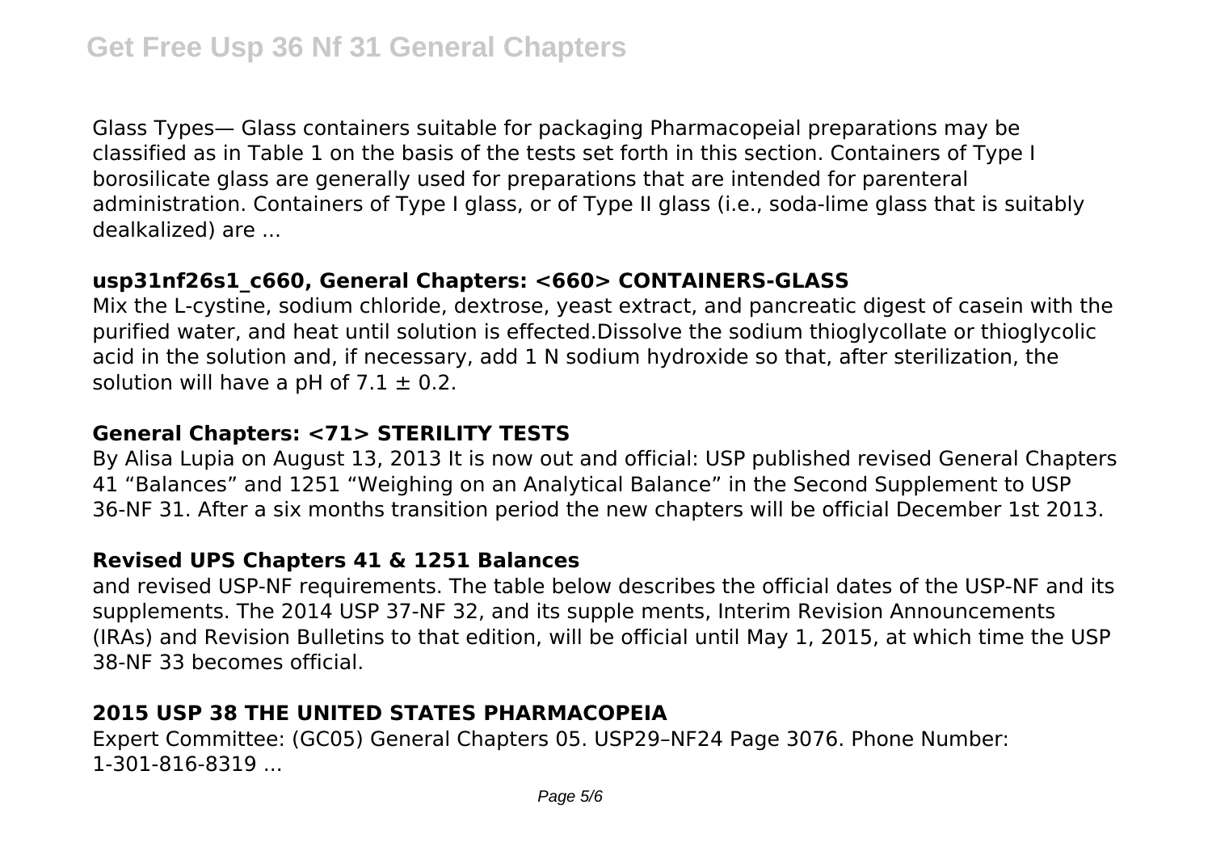Glass Types— Glass containers suitable for packaging Pharmacopeial preparations may be classified as in Table 1 on the basis of the tests set forth in this section. Containers of Type I borosilicate glass are generally used for preparations that are intended for parenteral administration. Containers of Type I glass, or of Type II glass (i.e., soda-lime glass that is suitably dealkalized) are ...

### usp31nf26s1_c660, General Chapters: <660> CONTAINERS-GLASS

Mix the L-cystine, sodium chloride, dextrose, yeast extract, and pancreatic digest of casein with the purified water, and heat until solution is effected.Dissolve the sodium thioglycollate or thioglycolic acid in the solution and, if necessary, add 1 N sodium hydroxide so that, after sterilization, the solution will have a pH of 7.1 ± 0.2.

### General Chapters: <71> STERILITY TESTS

By Alisa Lupia on August 13, 2013 It is now out and official: USP published revised General Chapters 41 "Balances" and 1251 "Weighing on an Analytical Balance" in the Second Supplement to USP 36-NF 31. After a six months transition period the new chapters will be official December 1st 2013.

### Revised UPS Chapters 41 & 1251 Balances

and revised USP-NF requirements. The table below describes the official dates of the USP-NF and its supplements. The 2014 USP 37-NF 32, and its supple ments, Interim Revision Announcements (IRAs) and Revision Bulletins to that edition, will be official until May 1, 2015, at which time the USP 38-NF 33 becomes official.

### 2015 USP 38 THE UNITED STATES PHARMACOPEIA

Expert Committee: (GC05) General Chapters 05. USP29–NF24 Page 3076. Phone Number: 1-301-816-8319 ...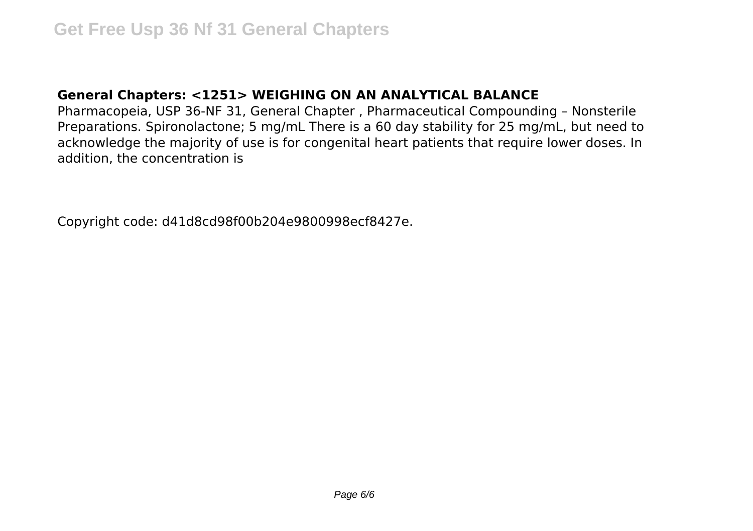**General Chapters: <1251> WEIGHING ON AN ANALYTICAL BALANCE**

Pharmacopeia, USP 36-NF 31, General Chapter , Pharmaceutical Compounding – Nonsterile Preparations. Spironolactone; 5 mg/mL There is a 60 day stability for 25 mg/mL, but need to acknowledge the majority of use is for congenital heart patients that require lower doses. In addition, the concentration is

Copyright code: d41d8cd98f00b204e9800998ecf8427e.